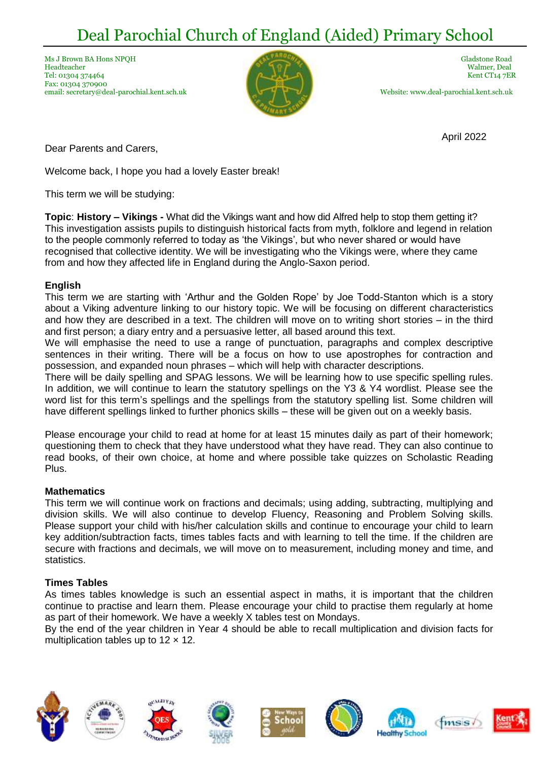# Deal Parochial Church of England (Aided) Primary School

Ms J Brown BA Hons NPQH
Headteacher
Tel: 01304 374464
Fax: 01304 370900
email: secretary@deal-parochial.kent.sch.uk

Gladstone Road
Walmer, Deal
Kent CT14 7ER

Website: www.deal-parochial.kent.sch.uk

April 2022

Dear Parents and Carers,

Welcome back, I hope you had a lovely Easter break!

This term we will be studying:

**Topic**: **History – Vikings -** What did the Vikings want and how did Alfred help to stop them getting it? This investigation assists pupils to distinguish historical facts from myth, folklore and legend in relation to the people commonly referred to today as 'the Vikings', but who never shared or would have recognised that collective identity. We will be investigating who the Vikings were, where they came from and how they affected life in England during the Anglo-Saxon period.

**English**

This term we are starting with 'Arthur and the Golden Rope' by Joe Todd-Stanton which is a story about a Viking adventure linking to our history topic. We will be focusing on different characteristics and how they are described in a text. The children will move on to writing short stories – in the third and first person; a diary entry and a persuasive letter, all based around this text.

We will emphasise the need to use a range of punctuation, paragraphs and complex descriptive sentences in their writing. There will be a focus on how to use apostrophes for contraction and possession, and expanded noun phrases – which will help with character descriptions.

There will be daily spelling and SPAG lessons. We will be learning how to use specific spelling rules. In addition, we will continue to learn the statutory spellings on the Y3 & Y4 wordlist. Please see the word list for this term's spellings and the spellings from the statutory spelling list. Some children will have different spellings linked to further phonics skills – these will be given out on a weekly basis.

Please encourage your child to read at home for at least 15 minutes daily as part of their homework; questioning them to check that they have understood what they have read. They can also continue to read books, of their own choice, at home and where possible take quizzes on Scholastic Reading Plus.

**Mathematics**

This term we will continue work on fractions and decimals; using adding, subtracting, multiplying and division skills. We will also continue to develop Fluency, Reasoning and Problem Solving skills. Please support your child with his/her calculation skills and continue to encourage your child to learn key addition/subtraction facts, times tables facts and with learning to tell the time. If the children are secure with fractions and decimals, we will move on to measurement, including money and time, and statistics.

**Times Tables**

As times tables knowledge is such an essential aspect in maths, it is important that the children continue to practise and learn them. Please encourage your child to practise them regularly at home as part of their homework. We have a weekly X tables test on Mondays.

By the end of the year children in Year 4 should be able to recall multiplication and division facts for multiplication tables up to 12 × 12.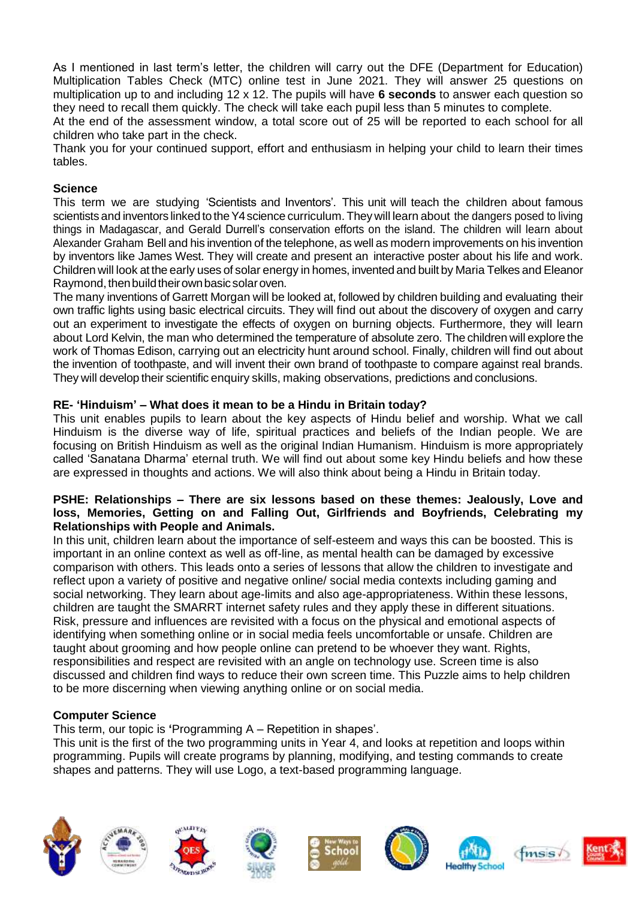As I mentioned in last term's letter, the children will carry out the DFE (Department for Education) Multiplication Tables Check (MTC) online test in June 2021. They will answer 25 questions on multiplication up to and including 12 x 12. The pupils will have **6 seconds** to answer each question so they need to recall them quickly. The check will take each pupil less than 5 minutes to complete.
At the end of the assessment window, a total score out of 25 will be reported to each school for all children who take part in the check.
Thank you for your continued support, effort and enthusiasm in helping your child to learn their times tables.

**Science**

This term we are studying 'Scientists and Inventors'. This unit will teach the children about famous scientists and inventors linked to the Y4 science curriculum. They will learn about the dangers posed to living things in Madagascar, and Gerald Durrell's conservation efforts on the island. The children will learn about Alexander Graham Bell and his invention of the telephone, as well as modern improvements on his invention by inventors like James West. They will create and present an interactive poster about his life and work. Children will look at the early uses of solar energy in homes, invented and built by Maria Telkes and Eleanor Raymond, then build their own basic solar oven.
The many inventions of Garrett Morgan will be looked at, followed by children building and evaluating their own traffic lights using basic electrical circuits. They will find out about the discovery of oxygen and carry out an experiment to investigate the effects of oxygen on burning objects. Furthermore, they will learn about Lord Kelvin, the man who determined the temperature of absolute zero. The children will explore the work of Thomas Edison, carrying out an electricity hunt around school. Finally, children will find out about the invention of toothpaste, and will invent their own brand of toothpaste to compare against real brands. They will develop their scientific enquiry skills, making observations, predictions and conclusions.

**RE- 'Hinduism' – What does it mean to be a Hindu in Britain today?**

This unit enables pupils to learn about the key aspects of Hindu belief and worship. What we call Hinduism is the diverse way of life, spiritual practices and beliefs of the Indian people. We are focusing on British Hinduism as well as the original Indian Humanism. Hinduism is more appropriately called 'Sanatana Dharma' eternal truth. We will find out about some key Hindu beliefs and how these are expressed in thoughts and actions. We will also think about being a Hindu in Britain today.

**PSHE: Relationships – There are six lessons based on these themes: Jealously, Love and loss, Memories, Getting on and Falling Out, Girlfriends and Boyfriends, Celebrating my Relationships with People and Animals.**

In this unit, children learn about the importance of self-esteem and ways this can be boosted. This is important in an online context as well as off-line, as mental health can be damaged by excessive comparison with others. This leads onto a series of lessons that allow the children to investigate and reflect upon a variety of positive and negative online/ social media contexts including gaming and social networking. They learn about age-limits and also age-appropriateness. Within these lessons, children are taught the SMARRT internet safety rules and they apply these in different situations. Risk, pressure and influences are revisited with a focus on the physical and emotional aspects of identifying when something online or in social media feels uncomfortable or unsafe. Children are taught about grooming and how people online can pretend to be whoever they want. Rights, responsibilities and respect are revisited with an angle on technology use. Screen time is also discussed and children find ways to reduce their own screen time. This Puzzle aims to help children to be more discerning when viewing anything online or on social media.

**Computer Science**

This term, our topic is **'**Programming A – Repetition in shapes'.
This unit is the first of the two programming units in Year 4, and looks at repetition and loops within programming. Pupils will create programs by planning, modifying, and testing commands to create shapes and patterns. They will use Logo, a text-based programming language.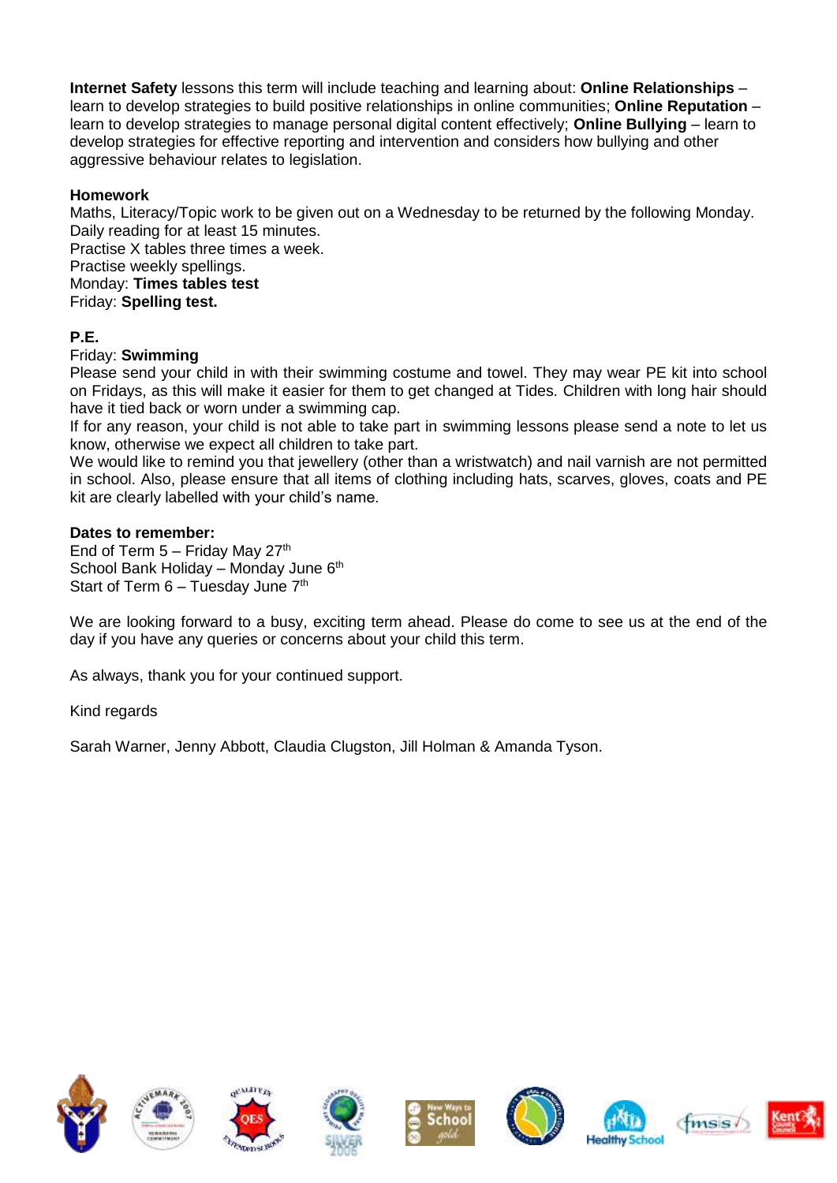**Internet Safety** lessons this term will include teaching and learning about: **Online Relationships** – learn to develop strategies to build positive relationships in online communities; **Online Reputation** – learn to develop strategies to manage personal digital content effectively; **Online Bullying** – learn to develop strategies for effective reporting and intervention and considers how bullying and other aggressive behaviour relates to legislation.

**Homework**

Maths, Literacy/Topic work to be given out on a Wednesday to be returned by the following Monday.
Daily reading for at least 15 minutes.
Practise X tables three times a week.
Practise weekly spellings.
Monday: **Times tables test**
Friday: **Spelling test.**

**P.E.**

Friday: **Swimming**

Please send your child in with their swimming costume and towel. They may wear PE kit into school on Fridays, as this will make it easier for them to get changed at Tides. Children with long hair should have it tied back or worn under a swimming cap.

If for any reason, your child is not able to take part in swimming lessons please send a note to let us know, otherwise we expect all children to take part.

We would like to remind you that jewellery (other than a wristwatch) and nail varnish are not permitted in school. Also, please ensure that all items of clothing including hats, scarves, gloves, coats and PE kit are clearly labelled with your child's name.

**Dates to remember:**

End of Term 5 – Friday May 27th
School Bank Holiday – Monday June 6th
Start of Term 6 – Tuesday June 7th

We are looking forward to a busy, exciting term ahead. Please do come to see us at the end of the day if you have any queries or concerns about your child this term.

As always, thank you for your continued support.

Kind regards

Sarah Warner, Jenny Abbott, Claudia Clugston, Jill Holman & Amanda Tyson.